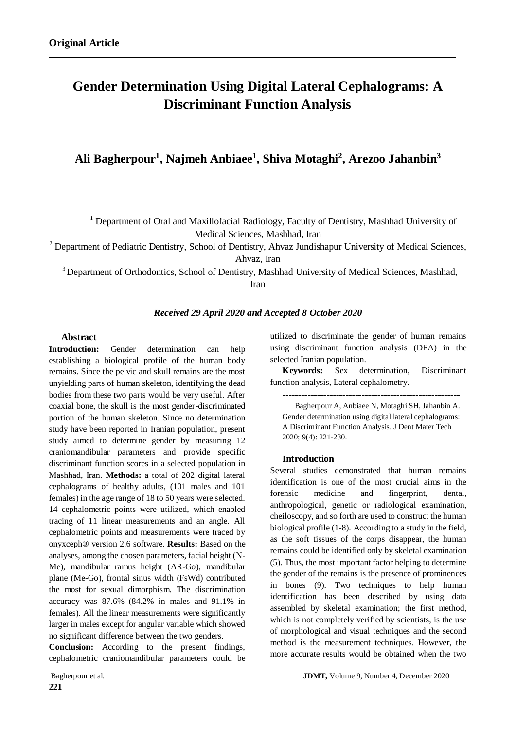**Original Article**

# Gender Determination Using Digital Lateral Cephalograms: A Discriminant Function Analysis

## Ali Bagherpour[1], Najmeh Anbiaee[1], Shiva Motaghi[2], Arezoo Jahanbin[3]

[1] Department of Oral and Maxillofacial Radiology, Faculty of Dentistry, Mashhad University of Medical Sciences, Mashhad, Iran

[2] Department of Pediatric Dentistry, School of Dentistry, Ahvaz Jundishapur University of Medical Sciences, Ahvaz, Iran

[3] Department of Orthodontics, School of Dentistry, Mashhad University of Medical Sciences, Mashhad, Iran

***Received 29 April 2020 and Accepted 8 October 2020***

### Abstract

**Introduction:** Gender determination can help establishing a biological profile of the human body remains. Since the pelvic and skull remains are the most unyielding parts of human skeleton, identifying the dead bodies from these two parts would be very useful. After coaxial bone, the skull is the most gender-discriminated portion of the human skeleton. Since no determination study have been reported in Iranian population, present study aimed to determine gender by measuring 12 craniomandibular parameters and provide specific discriminant function scores in a selected population in Mashhad, Iran. **Methods:** a total of 202 digital lateral cephalograms of healthy adults, (101 males and 101 females) in the age range of 18 to 50 years were selected. 14 cephalometric points were utilized, which enabled tracing of 11 linear measurements and an angle. All cephalometric points and measurements were traced by onyxceph® version 2.6 software. **Results:** Based on the analyses, among the chosen parameters, facial height (N-Me), mandibular ramus height (AR-Go), mandibular plane (Me-Go), frontal sinus width (FsWd) contributed the most for sexual dimorphism. The discrimination accuracy was 87.6% (84.2% in males and 91.1% in females). All the linear measurements were significantly larger in males except for angular variable which showed no significant difference between the two genders.

**Conclusion:** According to the present findings, cephalometric craniomandibular parameters could be utilized to discriminate the gender of human remains using discriminant function analysis (DFA) in the selected Iranian population.

**Keywords:** Sex determination, Discriminant function analysis, Lateral cephalometry.

---

Bagherpour A, Anbiaee N, Motaghi SH, Jahanbin A. Gender determination using digital lateral cephalograms: A Discriminant Function Analysis. J Dent Mater Tech 2020; 9(4): 221-230.

### Introduction

Several studies demonstrated that human remains identification is one of the most crucial aims in the forensic medicine and fingerprint, dental, anthropological, genetic or radiological examination, cheiloscopy, and so forth are used to construct the human biological profile (1-8). According to a study in the field, as the soft tissues of the corps disappear, the human remains could be identified only by skeletal examination (5). Thus, the most important factor helping to determine the gender of the remains is the presence of prominences in bones (9). Two techniques to help human identification has been described by using data assembled by skeletal examination; the first method, which is not completely verified by scientists, is the use of morphological and visual techniques and the second method is the measurement techniques. However, the more accurate results would be obtained when the two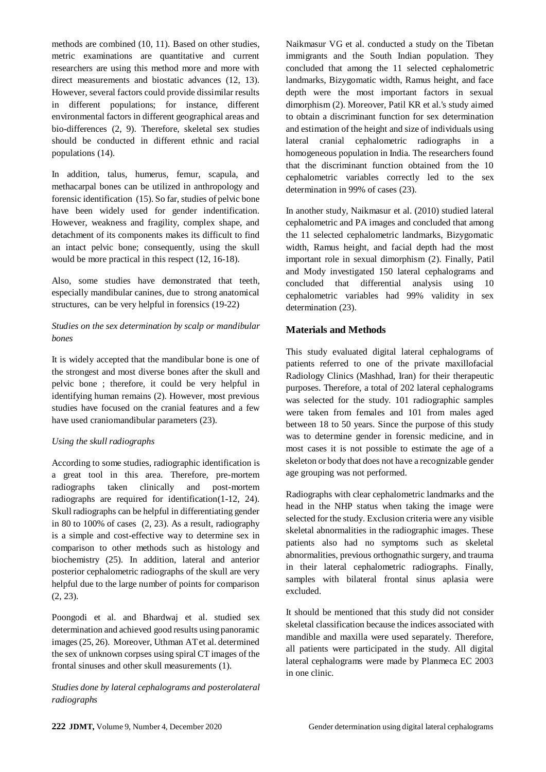methods are combined (10, 11). Based on other studies, metric examinations are quantitative and current researchers are using this method more and more with direct measurements and biostatic advances (12, 13). However, several factors could provide dissimilar results in different populations; for instance, different environmental factors in different geographical areas and bio-differences (2, 9). Therefore, skeletal sex studies should be conducted in different ethnic and racial populations (14).

In addition, talus, humerus, femur, scapula, and methacarpal bones can be utilized in anthropology and forensic identification (15). So far, studies of pelvic bone have been widely used for gender indentification. However, weakness and fragility, complex shape, and detachment of its components makes its difficult to find an intact pelvic bone; consequently, using the skull would be more practical in this respect (12, 16-18).

Also, some studies have demonstrated that teeth, especially mandibular canines, due to strong anatomical structures, can be very helpful in forensics (19-22)

*Studies on the sex determination by scalp or mandibular bones*

It is widely accepted that the mandibular bone is one of the strongest and most diverse bones after the skull and pelvic bone ; therefore, it could be very helpful in identifying human remains (2). However, most previous studies have focused on the cranial features and a few have used craniomandibular parameters (23).

*Using the skull radiographs*

According to some studies, radiographic identification is a great tool in this area. Therefore, pre-mortem radiographs taken clinically and post-mortem radiographs are required for identification(1-12, 24). Skull radiographs can be helpful in differentiating gender in 80 to 100% of cases (2, 23). As a result, radiography is a simple and cost-effective way to determine sex in comparison to other methods such as histology and biochemistry (25). In addition, lateral and anterior posterior cephalometric radiographs of the skull are very helpful due to the large number of points for comparison (2, 23).

Poongodi et al. and Bhardwaj et al. studied sex determination and achieved good results using panoramic images (25, 26). Moreover, Uthman AT et al. determined the sex of unknown corpses using spiral CT images of the frontal sinuses and other skull measurements (1).

*Studies done by lateral cephalograms and posterolateral radiographs*

Naikmasur VG et al. conducted a study on the Tibetan immigrants and the South Indian population. They concluded that among the 11 selected cephalometric landmarks, Bizygomatic width, Ramus height, and face depth were the most important factors in sexual dimorphism (2). Moreover, Patil KR et al.'s study aimed to obtain a discriminant function for sex determination and estimation of the height and size of individuals using lateral cranial cephalometric radiographs in a homogeneous population in India. The researchers found that the discriminant function obtained from the 10 cephalometric variables correctly led to the sex determination in 99% of cases (23).

In another study, Naikmasur et al. (2010) studied lateral cephalometric and PA images and concluded that among the 11 selected cephalometric landmarks, Bizygomatic width, Ramus height, and facial depth had the most important role in sexual dimorphism (2). Finally, Patil and Mody investigated 150 lateral cephalograms and concluded that differential analysis using 10 cephalometric variables had 99% validity in sex determination (23).

## Materials and Methods

This study evaluated digital lateral cephalograms of patients referred to one of the private maxillofacial Radiology Clinics (Mashhad, Iran) for their therapeutic purposes. Therefore, a total of 202 lateral cephalograms was selected for the study. 101 radiographic samples were taken from females and 101 from males aged between 18 to 50 years. Since the purpose of this study was to determine gender in forensic medicine, and in most cases it is not possible to estimate the age of a skeleton or body that does not have a recognizable gender age grouping was not performed.

Radiographs with clear cephalometric landmarks and the head in the NHP status when taking the image were selected for the study. Exclusion criteria were any visible skeletal abnormalities in the radiographic images. These patients also had no symptoms such as skeletal abnormalities, previous orthognathic surgery, and trauma in their lateral cephalometric radiographs. Finally, samples with bilateral frontal sinus aplasia were excluded.

It should be mentioned that this study did not consider skeletal classification because the indices associated with mandible and maxilla were used separately. Therefore, all patients were participated in the study. All digital lateral cephalograms were made by Planmeca EC 2003 in one clinic.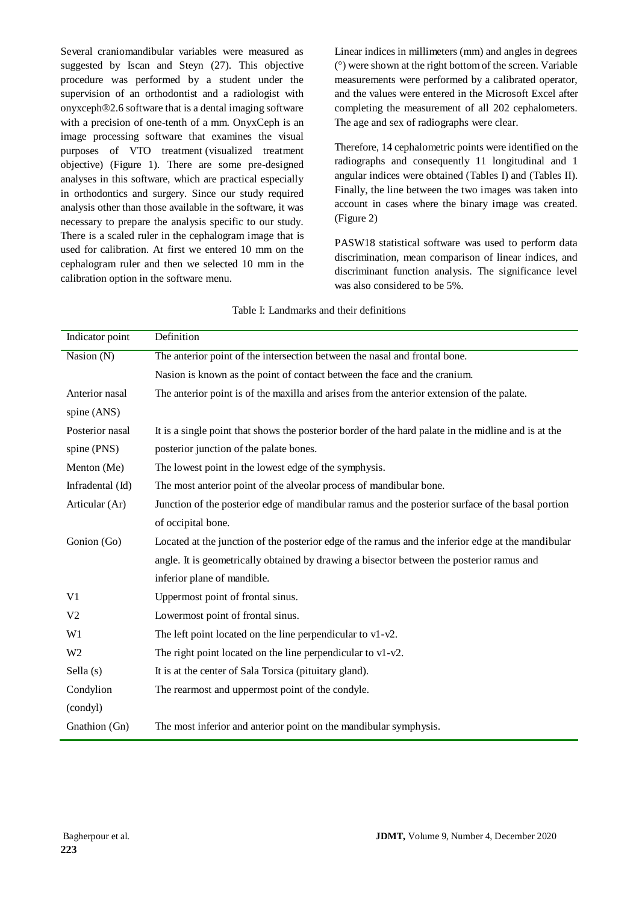Several craniomandibular variables were measured as suggested by Iscan and Steyn (27). This objective procedure was performed by a student under the supervision of an orthodontist and a radiologist with onyxceph®2.6 software that is a dental imaging software with a precision of one-tenth of a mm. OnyxCeph is an image processing software that examines the visual purposes of VTO treatment (visualized treatment objective) (Figure 1). There are some pre-designed analyses in this software, which are practical especially in orthodontics and surgery. Since our study required analysis other than those available in the software, it was necessary to prepare the analysis specific to our study. There is a scaled ruler in the cephalogram image that is used for calibration. At first we entered 10 mm on the cephalogram ruler and then we selected 10 mm in the calibration option in the software menu.

Linear indices in millimeters (mm) and angles in degrees (°) were shown at the right bottom of the screen. Variable measurements were performed by a calibrated operator, and the values were entered in the Microsoft Excel after completing the measurement of all 202 cephalometers. The age and sex of radiographs were clear.

Therefore, 14 cephalometric points were identified on the radiographs and consequently 11 longitudinal and 1 angular indices were obtained (Tables I) and (Tables II). Finally, the line between the two images was taken into account in cases where the binary image was created. (Figure 2)

PASW18 statistical software was used to perform data discrimination, mean comparison of linear indices, and discriminant function analysis. The significance level was also considered to be 5%.

Table I: Landmarks and their definitions

| Indicator point | Definition |
|---|---|
| Nasion (N) | The anterior point of the intersection between the nasal and frontal bone. Nasion is known as the point of contact between the face and the cranium. |
| Anterior nasal spine (ANS) | The anterior point is of the maxilla and arises from the anterior extension of the palate. |
| Posterior nasal spine (PNS) | It is a single point that shows the posterior border of the hard palate in the midline and is at the posterior junction of the palate bones. |
| Menton (Me) | The lowest point in the lowest edge of the symphysis. |
| Infradental (Id) | The most anterior point of the alveolar process of mandibular bone. |
| Articular (Ar) | Junction of the posterior edge of mandibular ramus and the posterior surface of the basal portion of occipital bone. |
| Gonion (Go) | Located at the junction of the posterior edge of the ramus and the inferior edge at the mandibular angle. It is geometrically obtained by drawing a bisector between the posterior ramus and inferior plane of mandible. |
| V1 | Uppermost point of frontal sinus. |
| V2 | Lowermost point of frontal sinus. |
| W1 | The left point located on the line perpendicular to v1-v2. |
| W2 | The right point located on the line perpendicular to v1-v2. |
| Sella (s) | It is at the center of Sala Torsica (pituitary gland). |
| Condylion (condyl) | The rearmost and uppermost point of the condyle. |
| Gnathion (Gn) | The most inferior and anterior point on the mandibular symphysis. |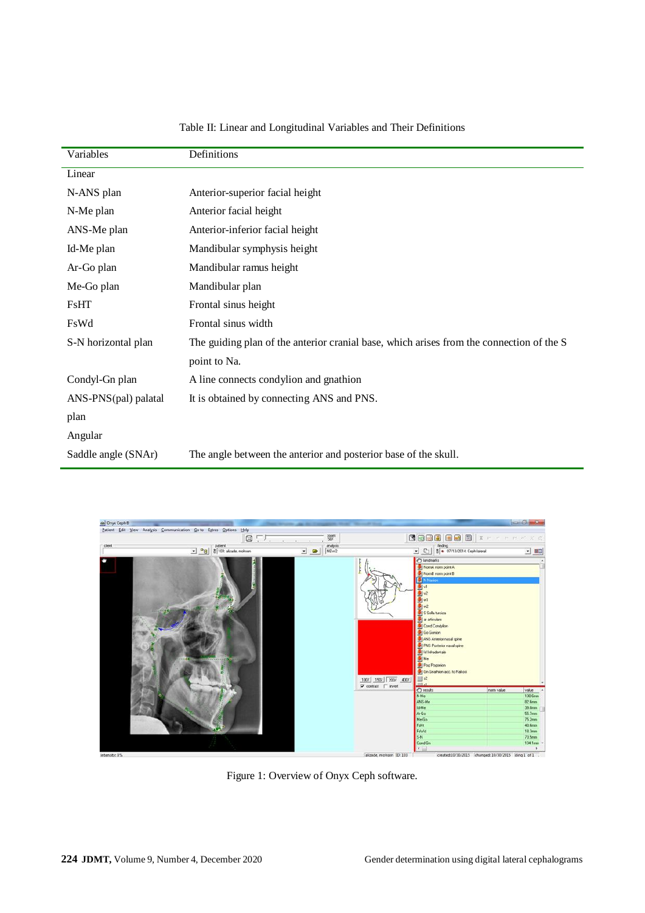Table II: Linear and Longitudinal Variables and Their Definitions

| Variables | Definitions |
|---|---|
| Linear | |
| N-ANS plan | Anterior-superior facial height |
| N-Me plan | Anterior facial height |
| ANS-Me plan | Anterior-inferior facial height |
| Id-Me plan | Mandibular symphysis height |
| Ar-Go plan | Mandibular ramus height |
| Me-Go plan | Mandibular plan |
| FsHT | Frontal sinus height |
| FsWd | Frontal sinus width |
| S-N horizontal plan | The guiding plan of the anterior cranial base, which arises from the connection of the S point to Na. |
| Condyl-Gn plan | A line connects condylion and gnathion |
| ANS-PNS(pal) palatal plan | It is obtained by connecting ANS and PNS. |
| Angular | |
| Saddle angle (SNAr) | The angle between the anterior and posterior base of the skull. |

Figure 1: Overview of Onyx Ceph software.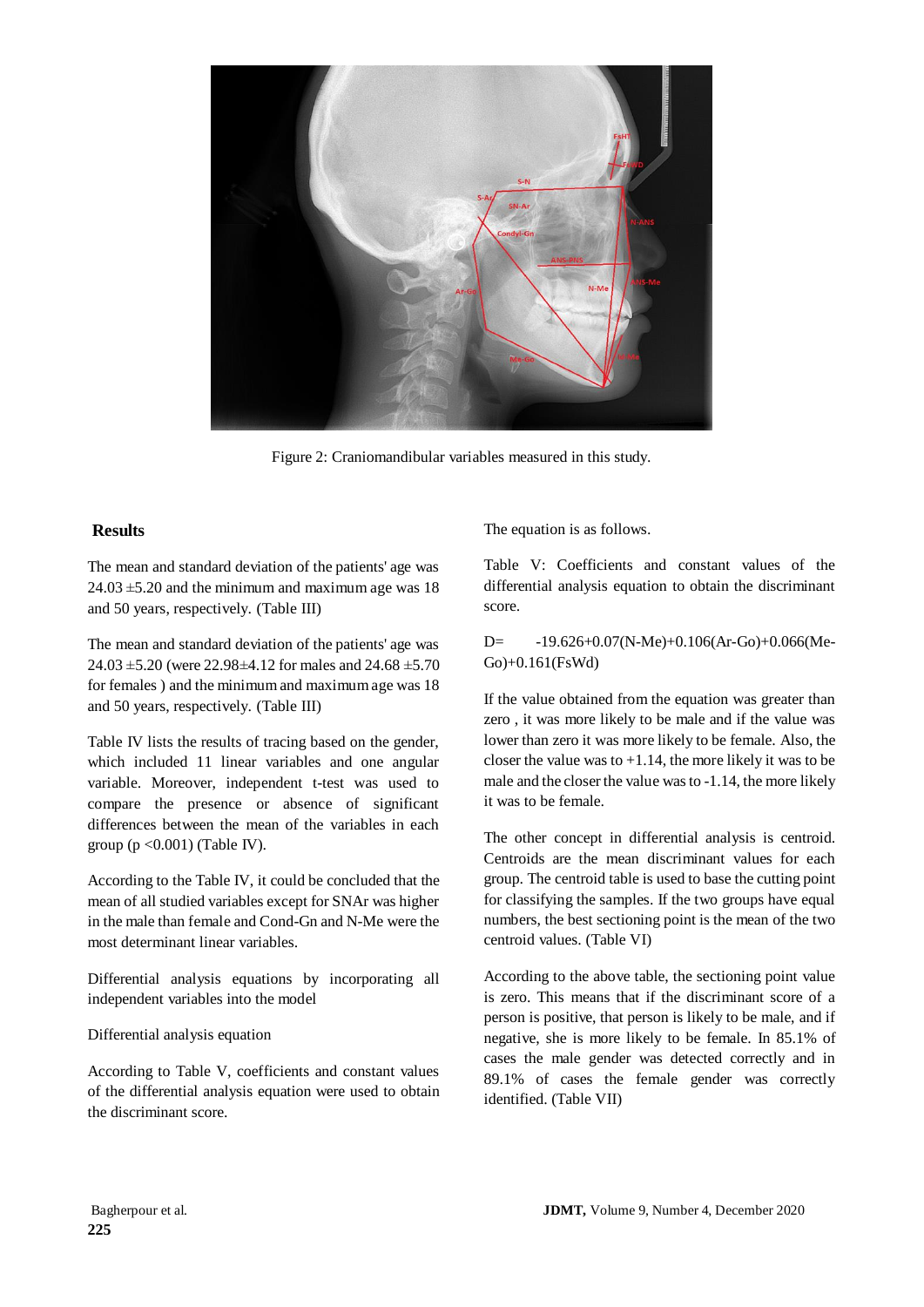Figure 2: Craniomandibular variables measured in this study.

## Results

The mean and standard deviation of the patients' age was 24.03 ±5.20 and the minimum and maximum age was 18 and 50 years, respectively. (Table III)

The mean and standard deviation of the patients' age was 24.03 ±5.20 (were 22.98±4.12 for males and 24.68 ±5.70 for females ) and the minimum and maximum age was 18 and 50 years, respectively. (Table III)

Table IV lists the results of tracing based on the gender, which included 11 linear variables and one angular variable. Moreover, independent t-test was used to compare the presence or absence of significant differences between the mean of the variables in each group ($p < 0.001$) (Table IV).

According to the Table IV, it could be concluded that the mean of all studied variables except for SNAr was higher in the male than female and Cond-Gn and N-Me were the most determinant linear variables.

Differential analysis equations by incorporating all independent variables into the model

Differential analysis equation

According to Table V, coefficients and constant values of the differential analysis equation were used to obtain the discriminant score.

The equation is as follows.

Table V: Coefficients and constant values of the differential analysis equation to obtain the discriminant score.

D= -19.626+0.07(N-Me)+0.106(Ar-Go)+0.066(Me-Go)+0.161(FsWd)

If the value obtained from the equation was greater than zero , it was more likely to be male and if the value was lower than zero it was more likely to be female. Also, the closer the value was to +1.14, the more likely it was to be male and the closer the value was to -1.14, the more likely it was to be female.

The other concept in differential analysis is centroid. Centroids are the mean discriminant values for each group. The centroid table is used to base the cutting point for classifying the samples. If the two groups have equal numbers, the best sectioning point is the mean of the two centroid values. (Table VI)

According to the above table, the sectioning point value is zero. This means that if the discriminant score of a person is positive, that person is likely to be male, and if negative, she is more likely to be female. In 85.1% of cases the male gender was detected correctly and in 89.1% of cases the female gender was correctly identified. (Table VII)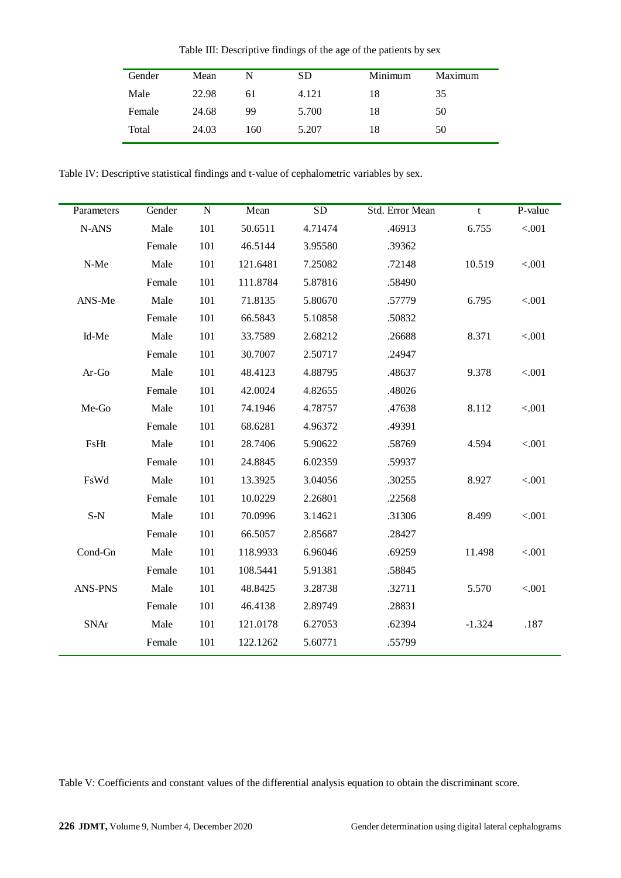Table III: Descriptive findings of the age of the patients by sex

| Gender | Mean | N | SD | Minimum | Maximum |
|---|---|---|---|---|---|
| Male | 22.98 | 61 | 4.121 | 18 | 35 |
| Female | 24.68 | 99 | 5.700 | 18 | 50 |
| Total | 24.03 | 160 | 5.207 | 18 | 50 |

Table IV: Descriptive statistical findings and t-value of cephalometric variables by sex.

| Parameters | Gender | N | Mean | SD | Std. Error Mean | t | P-value |
|---|---|---|---|---|---|---|---|
| N-ANS | Male | 101 | 50.6511 | 4.71474 | .46913 | 6.755 | <.001 |
| | Female | 101 | 46.5144 | 3.95580 | .39362 | | |
| N-Me | Male | 101 | 121.6481 | 7.25082 | .72148 | 10.519 | <.001 |
| | Female | 101 | 111.8784 | 5.87816 | .58490 | | |
| ANS-Me | Male | 101 | 71.8135 | 5.80670 | .57779 | 6.795 | <.001 |
| | Female | 101 | 66.5843 | 5.10858 | .50832 | | |
| Id-Me | Male | 101 | 33.7589 | 2.68212 | .26688 | 8.371 | <.001 |
| | Female | 101 | 30.7007 | 2.50717 | .24947 | | |
| Ar-Go | Male | 101 | 48.4123 | 4.88795 | .48637 | 9.378 | <.001 |
| | Female | 101 | 42.0024 | 4.82655 | .48026 | | |
| Me-Go | Male | 101 | 74.1946 | 4.78757 | .47638 | 8.112 | <.001 |
| | Female | 101 | 68.6281 | 4.96372 | .49391 | | |
| FsHt | Male | 101 | 28.7406 | 5.90622 | .58769 | 4.594 | <.001 |
| | Female | 101 | 24.8845 | 6.02359 | .59937 | | |
| FsWd | Male | 101 | 13.3925 | 3.04056 | .30255 | 8.927 | <.001 |
| | Female | 101 | 10.0229 | 2.26801 | .22568 | | |
| S-N | Male | 101 | 70.0996 | 3.14621 | .31306 | 8.499 | <.001 |
| | Female | 101 | 66.5057 | 2.85687 | .28427 | | |
| Cond-Gn | Male | 101 | 118.9933 | 6.96046 | .69259 | 11.498 | <.001 |
| | Female | 101 | 108.5441 | 5.91381 | .58845 | | |
| ANS-PNS | Male | 101 | 48.8425 | 3.28738 | .32711 | 5.570 | <.001 |
| | Female | 101 | 46.4138 | 2.89749 | .28831 | | |
| SNAr | Male | 101 | 121.0178 | 6.27053 | .62394 | -1.324 | .187 |
| | Female | 101 | 122.1262 | 5.60771 | .55799 | | |

Table V: Coefficients and constant values of the differential analysis equation to obtain the discriminant score.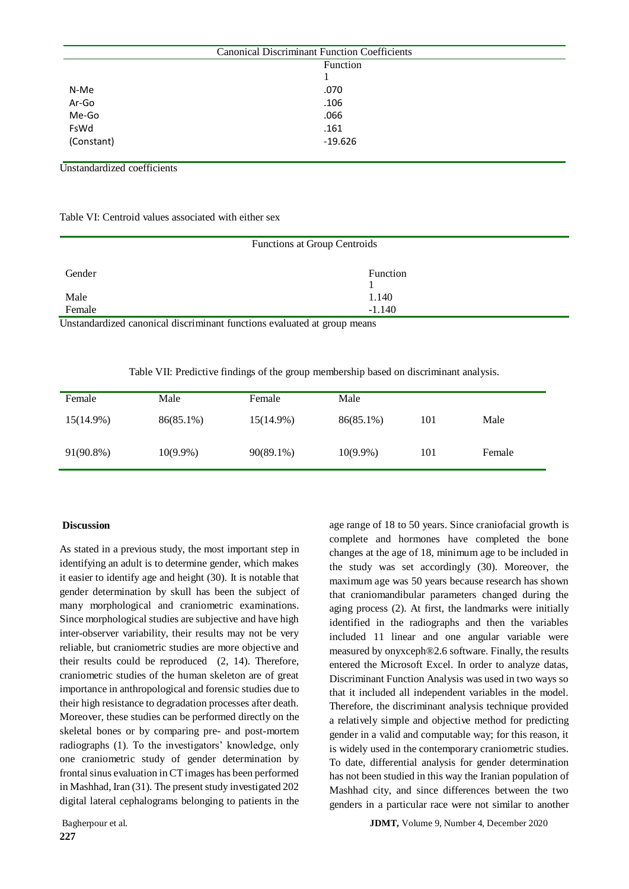| Canonical Discriminant Function Coefficients | |
|---|---|
| | Function |
| | 1 |
| N-Me | .070 |
| Ar-Go | .106 |
| Me-Go | .066 |
| FsWd | .161 |
| (Constant) | -19.626 |

Unstandardized coefficients

Table VI: Centroid values associated with either sex

| Functions at Group Centroids | |
|---|---|
| Gender | Function |
| | 1 |
| Male | 1.140 |
| Female | -1.140 |

Unstandardized canonical discriminant functions evaluated at group means

Table VII: Predictive findings of the group membership based on discriminant analysis.

| Female | Male | Female | Male | | |
|---|---|---|---|---|---|
| 15(14.9%) | 86(85.1%) | 15(14.9%) | 86(85.1%) | 101 | Male |
| 91(90.8%) | 10(9.9%) | 90(89.1%) | 10(9.9%) | 101 | Female |

**Discussion**

As stated in a previous study, the most important step in identifying an adult is to determine gender, which makes it easier to identify age and height (30). It is notable that gender determination by skull has been the subject of many morphological and craniometric examinations. Since morphological studies are subjective and have high inter-observer variability, their results may not be very reliable, but craniometric studies are more objective and their results could be reproduced (2, 14). Therefore, craniometric studies of the human skeleton are of great importance in anthropological and forensic studies due to their high resistance to degradation processes after death. Moreover, these studies can be performed directly on the skeletal bones or by comparing pre- and post-mortem radiographs (1). To the investigators' knowledge, only one craniometric study of gender determination by frontal sinus evaluation in CT images has been performed in Mashhad, Iran (31). The present study investigated 202 digital lateral cephalograms belonging to patients in the age range of 18 to 50 years. Since craniofacial growth is complete and hormones have completed the bone changes at the age of 18, minimum age to be included in the study was set accordingly (30). Moreover, the maximum age was 50 years because research has shown that craniomandibular parameters changed during the aging process (2). At first, the landmarks were initially identified in the radiographs and then the variables included 11 linear and one angular variable were measured by onyxceph®2.6 software. Finally, the results entered the Microsoft Excel. In order to analyze datas, Discriminant Function Analysis was used in two ways so that it included all independent variables in the model. Therefore, the discriminant analysis technique provided a relatively simple and objective method for predicting gender in a valid and computable way; for this reason, it is widely used in the contemporary craniometric studies. To date, differential analysis for gender determination has not been studied in this way the Iranian population of Mashhad city, and since differences between the two genders in a particular race were not similar to another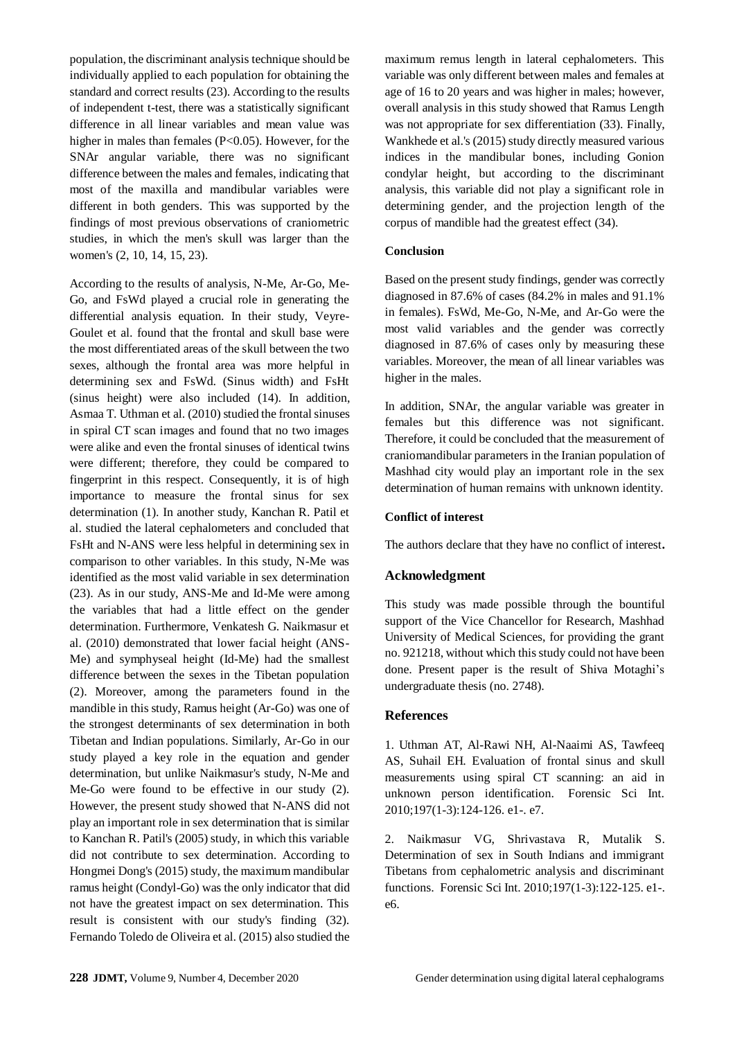population, the discriminant analysis technique should be individually applied to each population for obtaining the standard and correct results (23). According to the results of independent t-test, there was a statistically significant difference in all linear variables and mean value was higher in males than females ($P<0.05$). However, for the SNAr angular variable, there was no significant difference between the males and females, indicating that most of the maxilla and mandibular variables were different in both genders. This was supported by the findings of most previous observations of craniometric studies, in which the men's skull was larger than the women's (2, 10, 14, 15, 23).

According to the results of analysis, N-Me, Ar-Go, Me-Go, and FsWd played a crucial role in generating the differential analysis equation. In their study, Veyre-Goulet et al. found that the frontal and skull base were the most differentiated areas of the skull between the two sexes, although the frontal area was more helpful in determining sex and FsWd. (Sinus width) and FsHt (sinus height) were also included (14). In addition, Asmaa T. Uthman et al. (2010) studied the frontal sinuses in spiral CT scan images and found that no two images were alike and even the frontal sinuses of identical twins were different; therefore, they could be compared to fingerprint in this respect. Consequently, it is of high importance to measure the frontal sinus for sex determination (1). In another study, Kanchan R. Patil et al. studied the lateral cephalometers and concluded that FsHt and N-ANS were less helpful in determining sex in comparison to other variables. In this study, N-Me was identified as the most valid variable in sex determination (23). As in our study, ANS-Me and Id-Me were among the variables that had a little effect on the gender determination. Furthermore, Venkatesh G. Naikmasur et al. (2010) demonstrated that lower facial height (ANS-Me) and symphyseal height (Id-Me) had the smallest difference between the sexes in the Tibetan population (2). Moreover, among the parameters found in the mandible in this study, Ramus height (Ar-Go) was one of the strongest determinants of sex determination in both Tibetan and Indian populations. Similarly, Ar-Go in our study played a key role in the equation and gender determination, but unlike Naikmasur's study, N-Me and Me-Go were found to be effective in our study (2). However, the present study showed that N-ANS did not play an important role in sex determination that is similar to Kanchan R. Patil's (2005) study, in which this variable did not contribute to sex determination. According to Hongmei Dong's (2015) study, the maximum mandibular ramus height (Condyl-Go) was the only indicator that did not have the greatest impact on sex determination. This result is consistent with our study's finding (32). Fernando Toledo de Oliveira et al. (2015) also studied the maximum remus length in lateral cephalometers. This variable was only different between males and females at age of 16 to 20 years and was higher in males; however, overall analysis in this study showed that Ramus Length was not appropriate for sex differentiation (33). Finally, Wankhede et al.'s (2015) study directly measured various indices in the mandibular bones, including Gonion condylar height, but according to the discriminant analysis, this variable did not play a significant role in determining gender, and the projection length of the corpus of mandible had the greatest effect (34).

## Conclusion

Based on the present study findings, gender was correctly diagnosed in 87.6% of cases (84.2% in males and 91.1% in females). FsWd, Me-Go, N-Me, and Ar-Go were the most valid variables and the gender was correctly diagnosed in 87.6% of cases only by measuring these variables. Moreover, the mean of all linear variables was higher in the males.

In addition, SNAr, the angular variable was greater in females but this difference was not significant. Therefore, it could be concluded that the measurement of craniomandibular parameters in the Iranian population of Mashhad city would play an important role in the sex determination of human remains with unknown identity.

## Conflict of interest

The authors declare that they have no conflict of interest**.**

## Acknowledgment

This study was made possible through the bountiful support of the Vice Chancellor for Research, Mashhad University of Medical Sciences, for providing the grant no. 921218, without which this study could not have been done. Present paper is the result of Shiva Motaghi's undergraduate thesis (no. 2748).

## References

1. Uthman AT, Al-Rawi NH, Al-Naaimi AS, Tawfeeq AS, Suhail EH. Evaluation of frontal sinus and skull measurements using spiral CT scanning: an aid in unknown person identification. Forensic Sci Int. 2010;197(1-3):124-126. e1-. e7.

2. Naikmasur VG, Shrivastava R, Mutalik S. Determination of sex in South Indians and immigrant Tibetans from cephalometric analysis and discriminant functions. Forensic Sci Int. 2010;197(1-3):122-125. e1-. e6.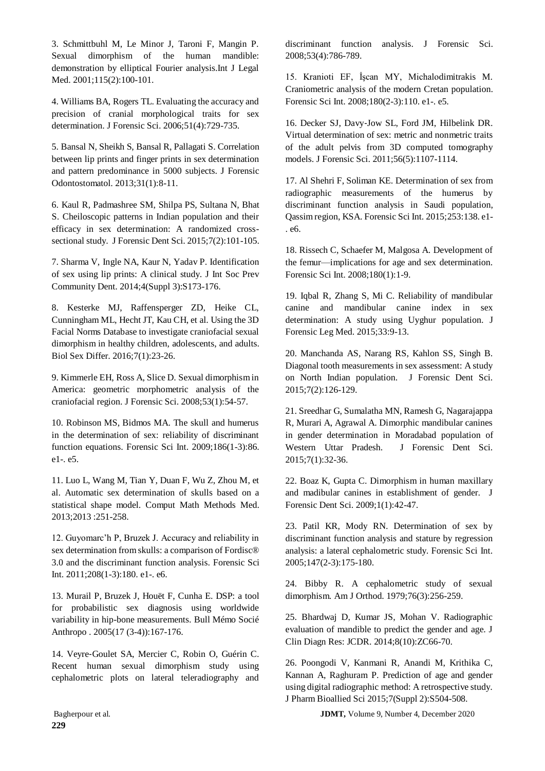3. Schmittbuhl M, Le Minor J, Taroni F, Mangin P. Sexual dimorphism of the human mandible: demonstration by elliptical Fourier analysis.Int J Legal Med. 2001;115(2):100-101.

4. Williams BA, Rogers TL. Evaluating the accuracy and precision of cranial morphological traits for sex determination. J Forensic Sci. 2006;51(4):729-735.

5. Bansal N, Sheikh S, Bansal R, Pallagati S. Correlation between lip prints and finger prints in sex determination and pattern predominance in 5000 subjects. J Forensic Odontostomatol. 2013;31(1):8-11.

6. Kaul R, Padmashree SM, Shilpa PS, Sultana N, Bhat S. Cheiloscopic patterns in Indian population and their efficacy in sex determination: A randomized cross-sectional study. J Forensic Dent Sci. 2015;7(2):101-105.

7. Sharma V, Ingle NA, Kaur N, Yadav P. Identification of sex using lip prints: A clinical study. J Int Soc Prev Community Dent. 2014;4(Suppl 3):S173-176.

8. Kesterke MJ, Raffensperger ZD, Heike CL, Cunningham ML, Hecht JT, Kau CH, et al. Using the 3D Facial Norms Database to investigate craniofacial sexual dimorphism in healthy children, adolescents, and adults. Biol Sex Differ. 2016;7(1):23-26.

9. Kimmerle EH, Ross A, Slice D. Sexual dimorphism in America: geometric morphometric analysis of the craniofacial region. J Forensic Sci. 2008;53(1):54-57.

10. Robinson MS, Bidmos MA. The skull and humerus in the determination of sex: reliability of discriminant function equations. Forensic Sci Int. 2009;186(1-3):86. e1-. e5.

11. Luo L, Wang M, Tian Y, Duan F, Wu Z, Zhou M, et al. Automatic sex determination of skulls based on a statistical shape model. Comput Math Methods Med. 2013;2013 :251-258.

12. Guyomarc'h P, Bruzek J. Accuracy and reliability in sex determination from skulls: a comparison of Fordisc® 3.0 and the discriminant function analysis. Forensic Sci Int. 2011;208(1-3):180. e1-. e6.

13. Murail P, Bruzek J, Houët F, Cunha E. DSP: a tool for probabilistic sex diagnosis using worldwide variability in hip-bone measurements. Bull Mémo Socié Anthropo . 2005(17 (3-4)):167-176.

14. Veyre-Goulet SA, Mercier C, Robin O, Guérin C. Recent human sexual dimorphism study using cephalometric plots on lateral teleradiography and discriminant function analysis. J Forensic Sci. 2008;53(4):786-789.

15. Kranioti EF, İşcan MY, Michalodimitrakis M. Craniometric analysis of the modern Cretan population. Forensic Sci Int. 2008;180(2-3):110. e1-. e5.

16. Decker SJ, Davy-Jow SL, Ford JM, Hilbelink DR. Virtual determination of sex: metric and nonmetric traits of the adult pelvis from 3D computed tomography models. J Forensic Sci. 2011;56(5):1107-1114.

17. Al Shehri F, Soliman KE. Determination of sex from radiographic measurements of the humerus by discriminant function analysis in Saudi population, Qassim region, KSA. Forensic Sci Int. 2015;253:138. e1-. e6.

18. Rissech C, Schaefer M, Malgosa A. Development of the femur—implications for age and sex determination. Forensic Sci Int. 2008;180(1):1-9.

19. Iqbal R, Zhang S, Mi C. Reliability of mandibular canine and mandibular canine index in sex determination: A study using Uyghur population. J Forensic Leg Med. 2015;33:9-13.

20. Manchanda AS, Narang RS, Kahlon SS, Singh B. Diagonal tooth measurements in sex assessment: A study on North Indian population. J Forensic Dent Sci. 2015;7(2):126-129.

21. Sreedhar G, Sumalatha MN, Ramesh G, Nagarajappa R, Murari A, Agrawal A. Dimorphic mandibular canines in gender determination in Moradabad population of Western Uttar Pradesh. J Forensic Dent Sci. 2015;7(1):32-36.

22. Boaz K, Gupta C. Dimorphism in human maxillary and madibular canines in establishment of gender. J Forensic Dent Sci. 2009;1(1):42-47.

23. Patil KR, Mody RN. Determination of sex by discriminant function analysis and stature by regression analysis: a lateral cephalometric study. Forensic Sci Int. 2005;147(2-3):175-180.

24. Bibby R. A cephalometric study of sexual dimorphism. Am J Orthod. 1979;76(3):256-259.

25. Bhardwaj D, Kumar JS, Mohan V. Radiographic evaluation of mandible to predict the gender and age. J Clin Diagn Res: JCDR. 2014;8(10):ZC66-70.

26. Poongodi V, Kanmani R, Anandi M, Krithika C, Kannan A, Raghuram P. Prediction of age and gender using digital radiographic method: A retrospective study. J Pharm Bioallied Sci 2015;7(Suppl 2):S504-508.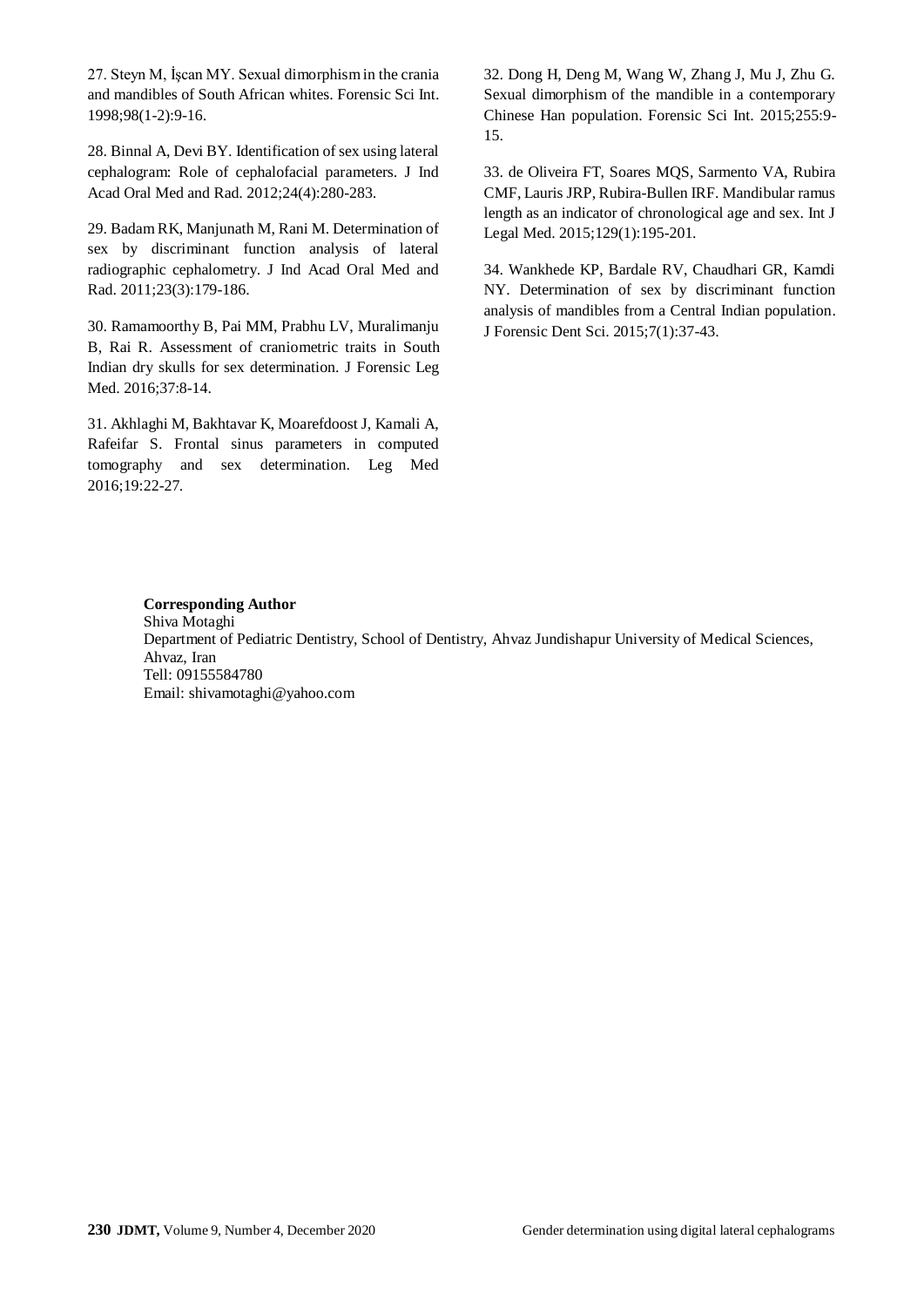27. Steyn M, İşcan MY. Sexual dimorphism in the crania and mandibles of South African whites. Forensic Sci Int. 1998;98(1-2):9-16.

28. Binnal A, Devi BY. Identification of sex using lateral cephalogram: Role of cephalofacial parameters. J Ind Acad Oral Med and Rad. 2012;24(4):280-283.

29. Badam RK, Manjunath M, Rani M. Determination of sex by discriminant function analysis of lateral radiographic cephalometry. J Ind Acad Oral Med and Rad. 2011;23(3):179-186.

30. Ramamoorthy B, Pai MM, Prabhu LV, Muralimanju B, Rai R. Assessment of craniometric traits in South Indian dry skulls for sex determination. J Forensic Leg Med. 2016;37:8-14.

31. Akhlaghi M, Bakhtavar K, Moarefdoost J, Kamali A, Rafeifar S. Frontal sinus parameters in computed tomography and sex determination. Leg Med 2016;19:22-27.

32. Dong H, Deng M, Wang W, Zhang J, Mu J, Zhu G. Sexual dimorphism of the mandible in a contemporary Chinese Han population. Forensic Sci Int. 2015;255:9-15.

33. de Oliveira FT, Soares MQS, Sarmento VA, Rubira CMF, Lauris JRP, Rubira-Bullen IRF. Mandibular ramus length as an indicator of chronological age and sex. Int J Legal Med. 2015;129(1):195-201.

34. Wankhede KP, Bardale RV, Chaudhari GR, Kamdi NY. Determination of sex by discriminant function analysis of mandibles from a Central Indian population. J Forensic Dent Sci. 2015;7(1):37-43.

**Corresponding Author**
Shiva Motaghi
Department of Pediatric Dentistry, School of Dentistry, Ahvaz Jundishapur University of Medical Sciences, Ahvaz, Iran
Tell: 09155584780
Email: shivamotaghi@yahoo.com